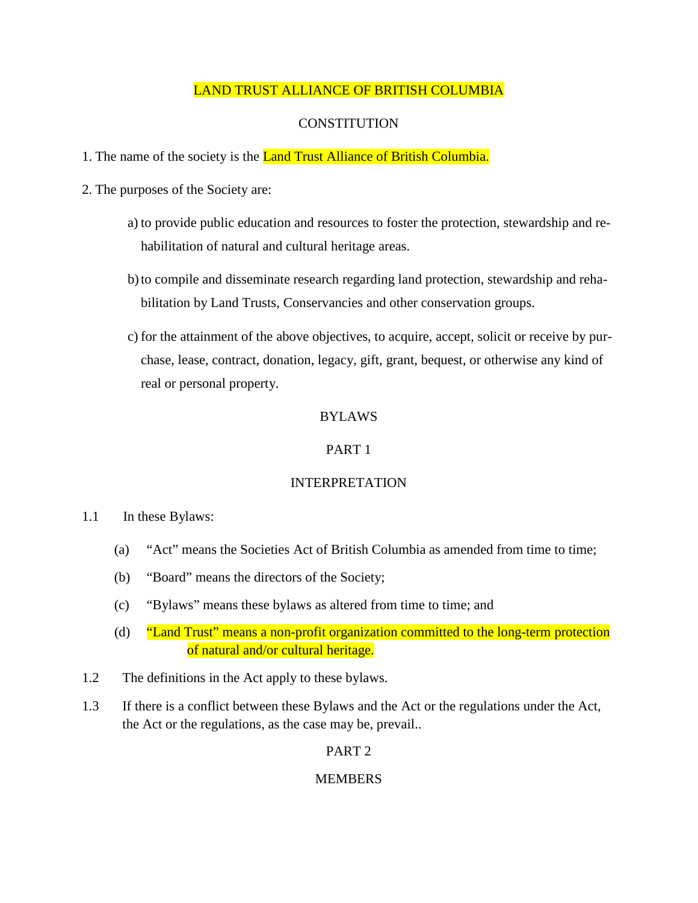# LAND TRUST ALLIANCE OF BRITISH COLUMBIA

## CONSTITUTION

1. The name of the society is the Land Trust Alliance of British Columbia.

2. The purposes of the Society are:

   a) to provide public education and resources to foster the protection, stewardship and rehabilitation of natural and cultural heritage areas.

   b) to compile and disseminate research regarding land protection, stewardship and rehabilitation by Land Trusts, Conservancies and other conservation groups.

   c) for the attainment of the above objectives, to acquire, accept, solicit or receive by purchase, lease, contract, donation, legacy, gift, grant, bequest, or otherwise any kind of real or personal property.

## BYLAWS

### PART 1

### INTERPRETATION

1.1 In these Bylaws:

   (a) “Act” means the Societies Act of British Columbia as amended from time to time;

   (b) “Board” means the directors of the Society;

   (c) “Bylaws” means these bylaws as altered from time to time; and

   (d) “Land Trust” means a non-profit organization committed to the long-term protection of natural and/or cultural heritage.

1.2 The definitions in the Act apply to these bylaws.

1.3 If there is a conflict between these Bylaws and the Act or the regulations under the Act, the Act or the regulations, as the case may be, prevail..

### PART 2

### MEMBERS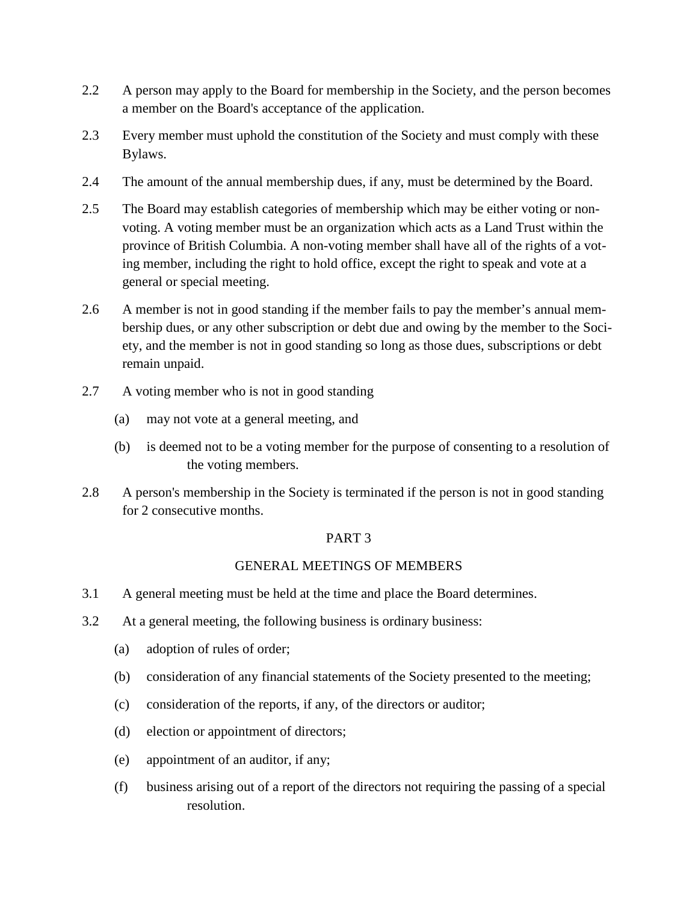2.2 A person may apply to the Board for membership in the Society, and the person becomes a member on the Board's acceptance of the application.

2.3 Every member must uphold the constitution of the Society and must comply with these Bylaws.

2.4 The amount of the annual membership dues, if any, must be determined by the Board.

2.5 The Board may establish categories of membership which may be either voting or non-voting. A voting member must be an organization which acts as a Land Trust within the province of British Columbia. A non-voting member shall have all of the rights of a voting member, including the right to hold office, except the right to speak and vote at a general or special meeting.

2.6 A member is not in good standing if the member fails to pay the member's annual membership dues, or any other subscription or debt due and owing by the member to the Society, and the member is not in good standing so long as those dues, subscriptions or debt remain unpaid.

2.7 A voting member who is not in good standing

- (a) may not vote at a general meeting, and
- (b) is deemed not to be a voting member for the purpose of consenting to a resolution of the voting members.

2.8 A person's membership in the Society is terminated if the person is not in good standing for 2 consecutive months.

## PART 3

## GENERAL MEETINGS OF MEMBERS

3.1 A general meeting must be held at the time and place the Board determines.

3.2 At a general meeting, the following business is ordinary business:

- (a) adoption of rules of order;
- (b) consideration of any financial statements of the Society presented to the meeting;
- (c) consideration of the reports, if any, of the directors or auditor;
- (d) election or appointment of directors;
- (e) appointment of an auditor, if any;
- (f) business arising out of a report of the directors not requiring the passing of a special resolution.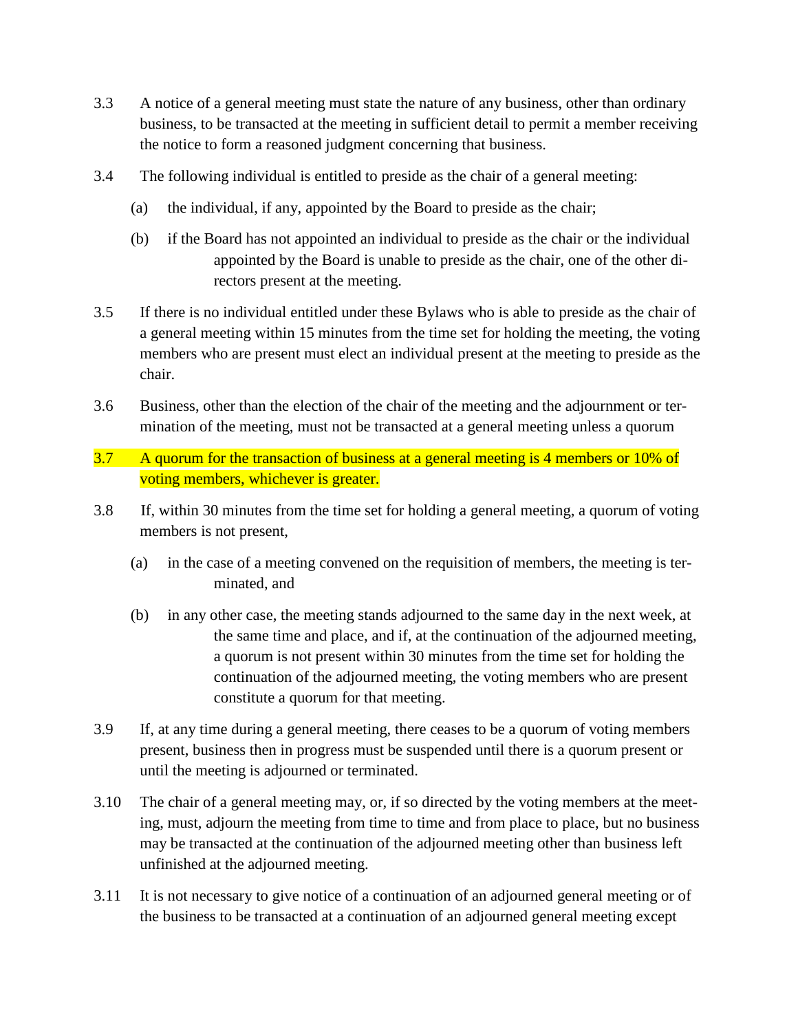3.3 A notice of a general meeting must state the nature of any business, other than ordinary business, to be transacted at the meeting in sufficient detail to permit a member receiving the notice to form a reasoned judgment concerning that business.

3.4 The following individual is entitled to preside as the chair of a general meeting:

(a) the individual, if any, appointed by the Board to preside as the chair;

(b) if the Board has not appointed an individual to preside as the chair or the individual appointed by the Board is unable to preside as the chair, one of the other directors present at the meeting.

3.5 If there is no individual entitled under these Bylaws who is able to preside as the chair of a general meeting within 15 minutes from the time set for holding the meeting, the voting members who are present must elect an individual present at the meeting to preside as the chair.

3.6 Business, other than the election of the chair of the meeting and the adjournment or termination of the meeting, must not be transacted at a general meeting unless a quorum

3.7 A quorum for the transaction of business at a general meeting is 4 members or 10% of voting members, whichever is greater.

3.8 If, within 30 minutes from the time set for holding a general meeting, a quorum of voting members is not present,

(a) in the case of a meeting convened on the requisition of members, the meeting is terminated, and

(b) in any other case, the meeting stands adjourned to the same day in the next week, at the same time and place, and if, at the continuation of the adjourned meeting, a quorum is not present within 30 minutes from the time set for holding the continuation of the adjourned meeting, the voting members who are present constitute a quorum for that meeting.

3.9 If, at any time during a general meeting, there ceases to be a quorum of voting members present, business then in progress must be suspended until there is a quorum present or until the meeting is adjourned or terminated.

3.10 The chair of a general meeting may, or, if so directed by the voting members at the meeting, must, adjourn the meeting from time to time and from place to place, but no business may be transacted at the continuation of the adjourned meeting other than business left unfinished at the adjourned meeting.

3.11 It is not necessary to give notice of a continuation of an adjourned general meeting or of the business to be transacted at a continuation of an adjourned general meeting except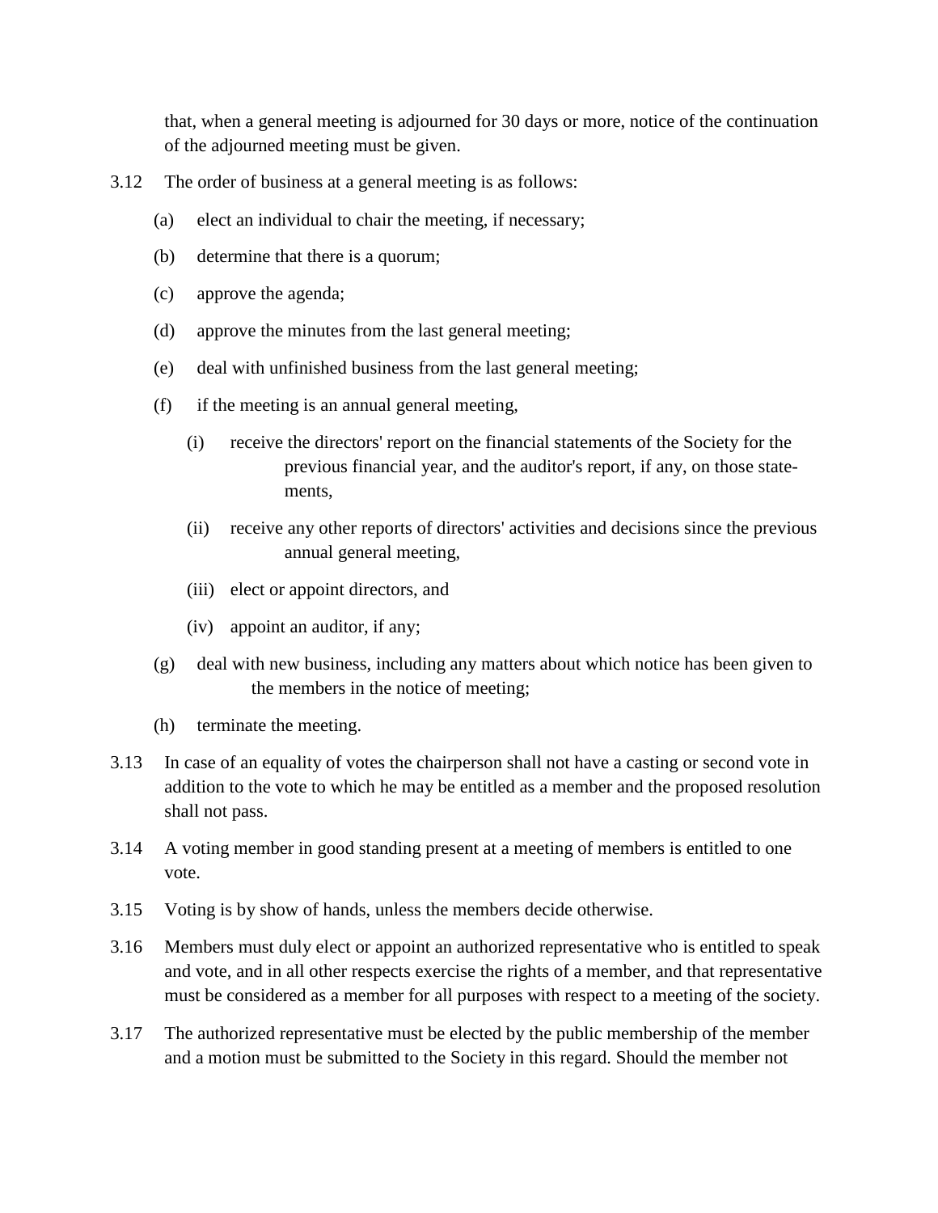that, when a general meeting is adjourned for 30 days or more, notice of the continuation of the adjourned meeting must be given.

3.12 The order of business at a general meeting is as follows:

(a) elect an individual to chair the meeting, if necessary;

(b) determine that there is a quorum;

(c) approve the agenda;

(d) approve the minutes from the last general meeting;

(e) deal with unfinished business from the last general meeting;

(f) if the meeting is an annual general meeting,

(i) receive the directors' report on the financial statements of the Society for the previous financial year, and the auditor's report, if any, on those statements,

(ii) receive any other reports of directors' activities and decisions since the previous annual general meeting,

(iii) elect or appoint directors, and

(iv) appoint an auditor, if any;

(g) deal with new business, including any matters about which notice has been given to the members in the notice of meeting;

(h) terminate the meeting.

3.13 In case of an equality of votes the chairperson shall not have a casting or second vote in addition to the vote to which he may be entitled as a member and the proposed resolution shall not pass.

3.14 A voting member in good standing present at a meeting of members is entitled to one vote.

3.15 Voting is by show of hands, unless the members decide otherwise.

3.16 Members must duly elect or appoint an authorized representative who is entitled to speak and vote, and in all other respects exercise the rights of a member, and that representative must be considered as a member for all purposes with respect to a meeting of the society.

3.17 The authorized representative must be elected by the public membership of the member and a motion must be submitted to the Society in this regard. Should the member not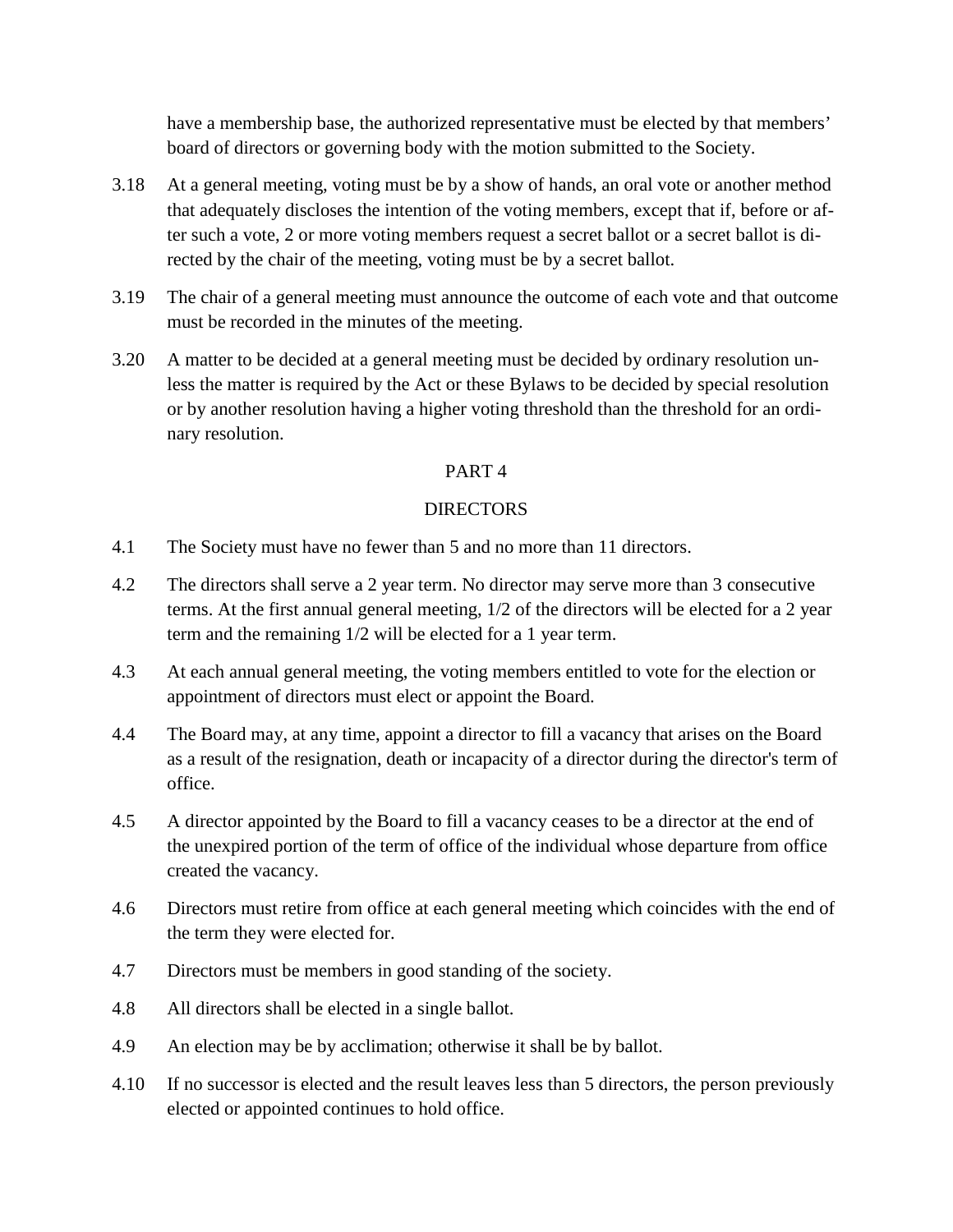have a membership base, the authorized representative must be elected by that members' board of directors or governing body with the motion submitted to the Society.

3.18 At a general meeting, voting must be by a show of hands, an oral vote or another method that adequately discloses the intention of the voting members, except that if, before or after such a vote, 2 or more voting members request a secret ballot or a secret ballot is directed by the chair of the meeting, voting must be by a secret ballot.

3.19 The chair of a general meeting must announce the outcome of each vote and that outcome must be recorded in the minutes of the meeting.

3.20 A matter to be decided at a general meeting must be decided by ordinary resolution unless the matter is required by the Act or these Bylaws to be decided by special resolution or by another resolution having a higher voting threshold than the threshold for an ordinary resolution.

## PART 4

## DIRECTORS

4.1 The Society must have no fewer than 5 and no more than 11 directors.

4.2 The directors shall serve a 2 year term. No director may serve more than 3 consecutive terms. At the first annual general meeting, 1/2 of the directors will be elected for a 2 year term and the remaining 1/2 will be elected for a 1 year term.

4.3 At each annual general meeting, the voting members entitled to vote for the election or appointment of directors must elect or appoint the Board.

4.4 The Board may, at any time, appoint a director to fill a vacancy that arises on the Board as a result of the resignation, death or incapacity of a director during the director's term of office.

4.5 A director appointed by the Board to fill a vacancy ceases to be a director at the end of the unexpired portion of the term of office of the individual whose departure from office created the vacancy.

4.6 Directors must retire from office at each general meeting which coincides with the end of the term they were elected for.

4.7 Directors must be members in good standing of the society.

4.8 All directors shall be elected in a single ballot.

4.9 An election may be by acclimation; otherwise it shall be by ballot.

4.10 If no successor is elected and the result leaves less than 5 directors, the person previously elected or appointed continues to hold office.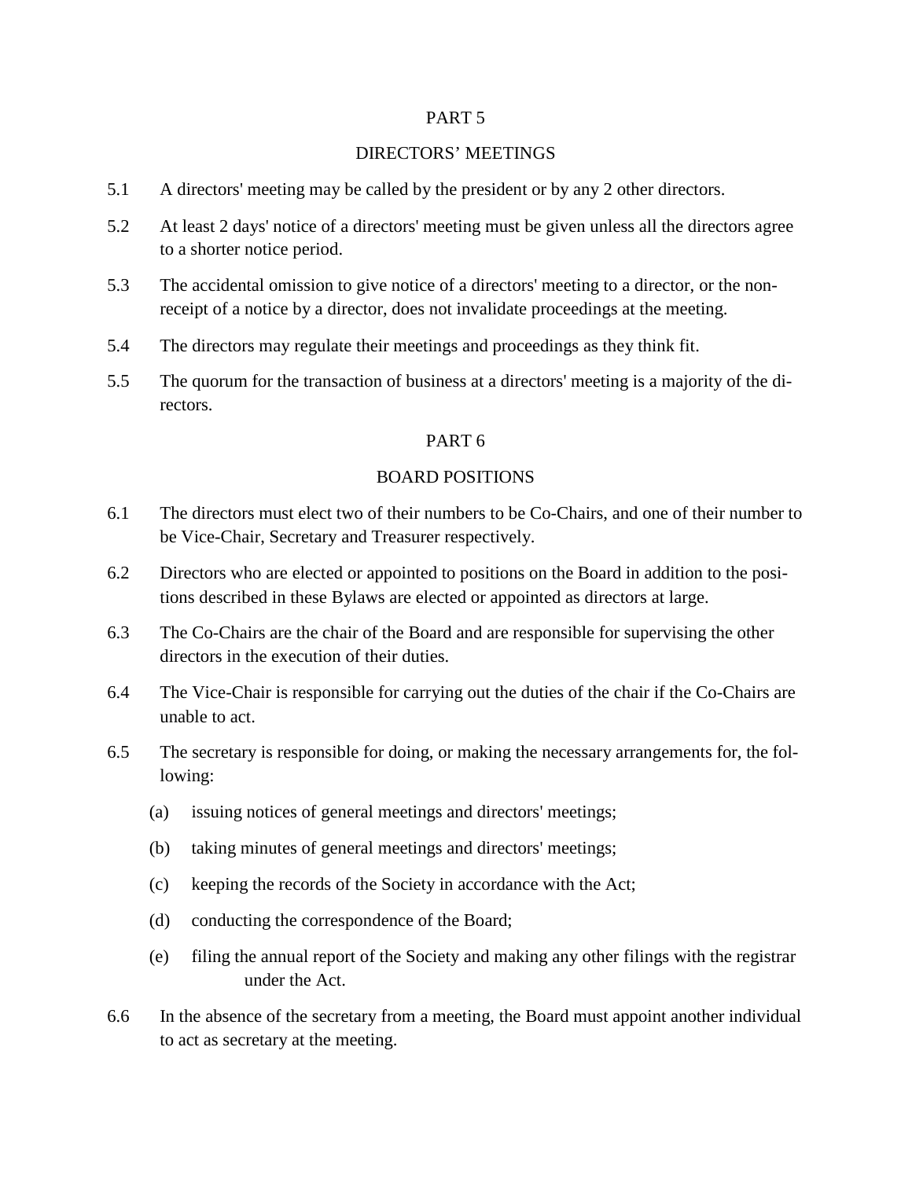## PART 5

## DIRECTORS' MEETINGS

5.1 A directors' meeting may be called by the president or by any 2 other directors.

5.2 At least 2 days' notice of a directors' meeting must be given unless all the directors agree to a shorter notice period.

5.3 The accidental omission to give notice of a directors' meeting to a director, or the non-receipt of a notice by a director, does not invalidate proceedings at the meeting.

5.4 The directors may regulate their meetings and proceedings as they think fit.

5.5 The quorum for the transaction of business at a directors' meeting is a majority of the directors.

## PART 6

## BOARD POSITIONS

6.1 The directors must elect two of their numbers to be Co-Chairs, and one of their number to be Vice-Chair, Secretary and Treasurer respectively.

6.2 Directors who are elected or appointed to positions on the Board in addition to the positions described in these Bylaws are elected or appointed as directors at large.

6.3 The Co-Chairs are the chair of the Board and are responsible for supervising the other directors in the execution of their duties.

6.4 The Vice-Chair is responsible for carrying out the duties of the chair if the Co-Chairs are unable to act.

6.5 The secretary is responsible for doing, or making the necessary arrangements for, the following:

- (a) issuing notices of general meetings and directors' meetings;
- (b) taking minutes of general meetings and directors' meetings;
- (c) keeping the records of the Society in accordance with the Act;
- (d) conducting the correspondence of the Board;
- (e) filing the annual report of the Society and making any other filings with the registrar under the Act.

6.6 In the absence of the secretary from a meeting, the Board must appoint another individual to act as secretary at the meeting.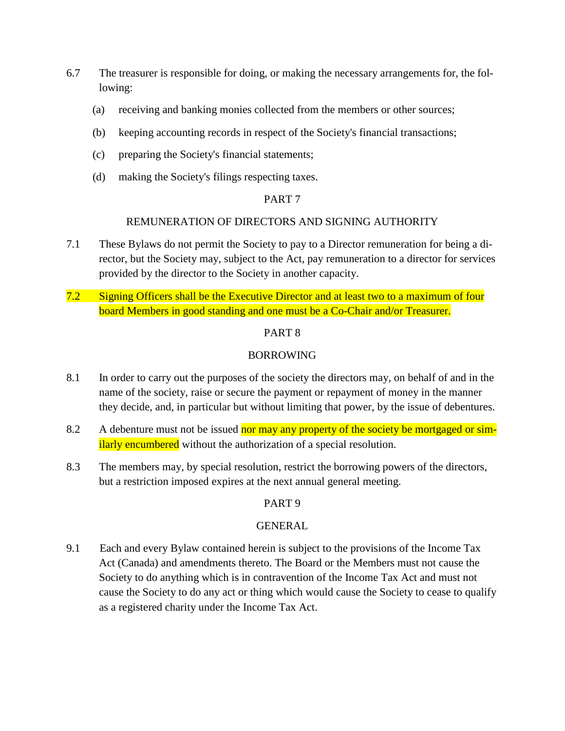6.7 The treasurer is responsible for doing, or making the necessary arrangements for, the following:

(a) receiving and banking monies collected from the members or other sources;

(b) keeping accounting records in respect of the Society's financial transactions;

(c) preparing the Society's financial statements;

(d) making the Society's filings respecting taxes.

## PART 7

## REMUNERATION OF DIRECTORS AND SIGNING AUTHORITY

7.1 These Bylaws do not permit the Society to pay to a Director remuneration for being a director, but the Society may, subject to the Act, pay remuneration to a director for services provided by the director to the Society in another capacity.

7.2 Signing Officers shall be the Executive Director and at least two to a maximum of four board Members in good standing and one must be a Co-Chair and/or Treasurer.

## PART 8

## BORROWING

8.1 In order to carry out the purposes of the society the directors may, on behalf of and in the name of the society, raise or secure the payment or repayment of money in the manner they decide, and, in particular but without limiting that power, by the issue of debentures.

8.2 A debenture must not be issued nor may any property of the society be mortgaged or similarly encumbered without the authorization of a special resolution.

8.3 The members may, by special resolution, restrict the borrowing powers of the directors, but a restriction imposed expires at the next annual general meeting.

## PART 9

## GENERAL

9.1 Each and every Bylaw contained herein is subject to the provisions of the Income Tax Act (Canada) and amendments thereto. The Board or the Members must not cause the Society to do anything which is in contravention of the Income Tax Act and must not cause the Society to do any act or thing which would cause the Society to cease to qualify as a registered charity under the Income Tax Act.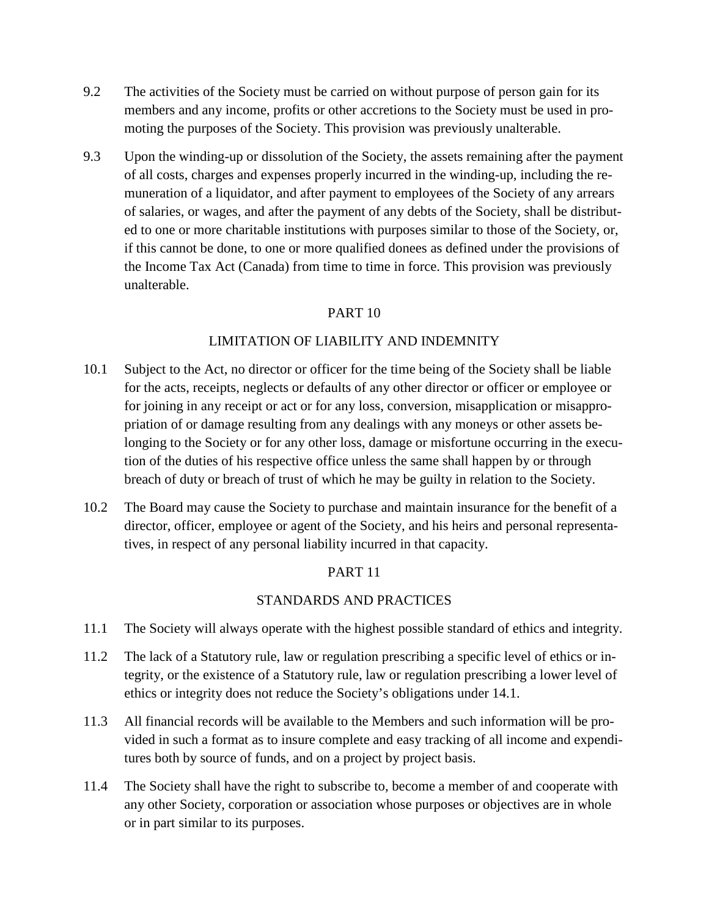9.2 The activities of the Society must be carried on without purpose of person gain for its members and any income, profits or other accretions to the Society must be used in promoting the purposes of the Society. This provision was previously unalterable.

9.3 Upon the winding-up or dissolution of the Society, the assets remaining after the payment of all costs, charges and expenses properly incurred in the winding-up, including the remuneration of a liquidator, and after payment to employees of the Society of any arrears of salaries, or wages, and after the payment of any debts of the Society, shall be distributed to one or more charitable institutions with purposes similar to those of the Society, or, if this cannot be done, to one or more qualified donees as defined under the provisions of the Income Tax Act (Canada) from time to time in force. This provision was previously unalterable.

## PART 10

## LIMITATION OF LIABILITY AND INDEMNITY

10.1 Subject to the Act, no director or officer for the time being of the Society shall be liable for the acts, receipts, neglects or defaults of any other director or officer or employee or for joining in any receipt or act or for any loss, conversion, misapplication or misappropriation of or damage resulting from any dealings with any moneys or other assets belonging to the Society or for any other loss, damage or misfortune occurring in the execution of the duties of his respective office unless the same shall happen by or through breach of duty or breach of trust of which he may be guilty in relation to the Society.

10.2 The Board may cause the Society to purchase and maintain insurance for the benefit of a director, officer, employee or agent of the Society, and his heirs and personal representatives, in respect of any personal liability incurred in that capacity.

## PART 11

## STANDARDS AND PRACTICES

11.1 The Society will always operate with the highest possible standard of ethics and integrity.

11.2 The lack of a Statutory rule, law or regulation prescribing a specific level of ethics or integrity, or the existence of a Statutory rule, law or regulation prescribing a lower level of ethics or integrity does not reduce the Society's obligations under 14.1.

11.3 All financial records will be available to the Members and such information will be provided in such a format as to insure complete and easy tracking of all income and expenditures both by source of funds, and on a project by project basis.

11.4 The Society shall have the right to subscribe to, become a member of and cooperate with any other Society, corporation or association whose purposes or objectives are in whole or in part similar to its purposes.